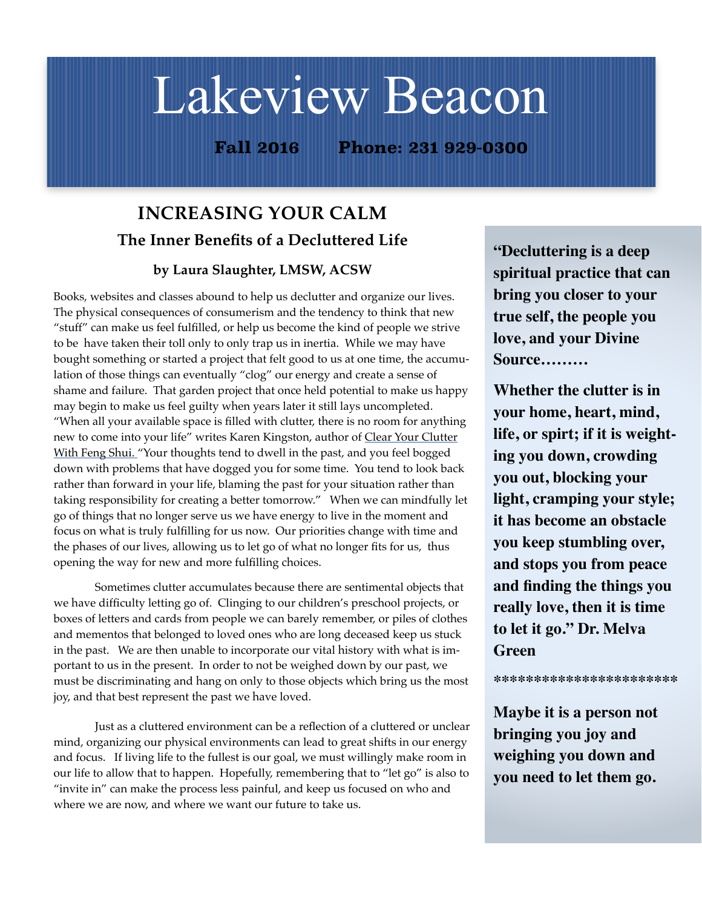# Lakeview Beacon

**Fall 2016 Phone: 231 929-0300**

## INCREASING YOUR CALM

### The Inner Benefits of a Decluttered Life

**by Laura Slaughter, LMSW, ACSW**

Books, websites and classes abound to help us declutter and organize our lives. The physical consequences of consumerism and the tendency to think that new "stuff" can make us feel fulfilled, or help us become the kind of people we strive to be have taken their toll only to only trap us in inertia. While we may have bought something or started a project that felt good to us at one time, the accumulation of those things can eventually "clog" our energy and create a sense of shame and failure. That garden project that once held potential to make us happy may begin to make us feel guilty when years later it still lays uncompleted. "When all your available space is filled with clutter, there is no room for anything new to come into your life" writes Karen Kingston, author of Clear Your Clutter With Feng Shui. "Your thoughts tend to dwell in the past, and you feel bogged down with problems that have dogged you for some time. You tend to look back rather than forward in your life, blaming the past for your situation rather than taking responsibility for creating a better tomorrow." When we can mindfully let go of things that no longer serve us we have energy to live in the moment and focus on what is truly fulfilling for us now. Our priorities change with time and the phases of our lives, allowing us to let go of what no longer fits for us, thus opening the way for new and more fulfilling choices.

Sometimes clutter accumulates because there are sentimental objects that we have difficulty letting go of. Clinging to our children's preschool projects, or boxes of letters and cards from people we can barely remember, or piles of clothes and mementos that belonged to loved ones who are long deceased keep us stuck in the past. We are then unable to incorporate our vital history with what is important to us in the present. In order to not be weighed down by our past, we must be discriminating and hang on only to those objects which bring us the most joy, and that best represent the past we have loved.

Just as a cluttered environment can be a reflection of a cluttered or unclear mind, organizing our physical environments can lead to great shifts in our energy and focus. If living life to the fullest is our goal, we must willingly make room in our life to allow that to happen. Hopefully, remembering that to "let go" is also to "invite in" can make the process less painful, and keep us focused on who and where we are now, and where we want our future to take us.

**"Decluttering is a deep spiritual practice that can bring you closer to your true self, the people you love, and your Divine Source………**

**Whether the clutter is in your home, heart, mind, life, or spirt; if it is weighting you down, crowding you out, blocking your light, cramping your style; it has become an obstacle you keep stumbling over, and stops you from peace and finding the things you really love, then it is time to let it go." Dr. Melva Green**

**\*\*\*\*\*\*\*\*\*\*\*\*\*\*\*\*\*\*\*\*\*\***

**Maybe it is a person not bringing you joy and weighing you down and you need to let them go.**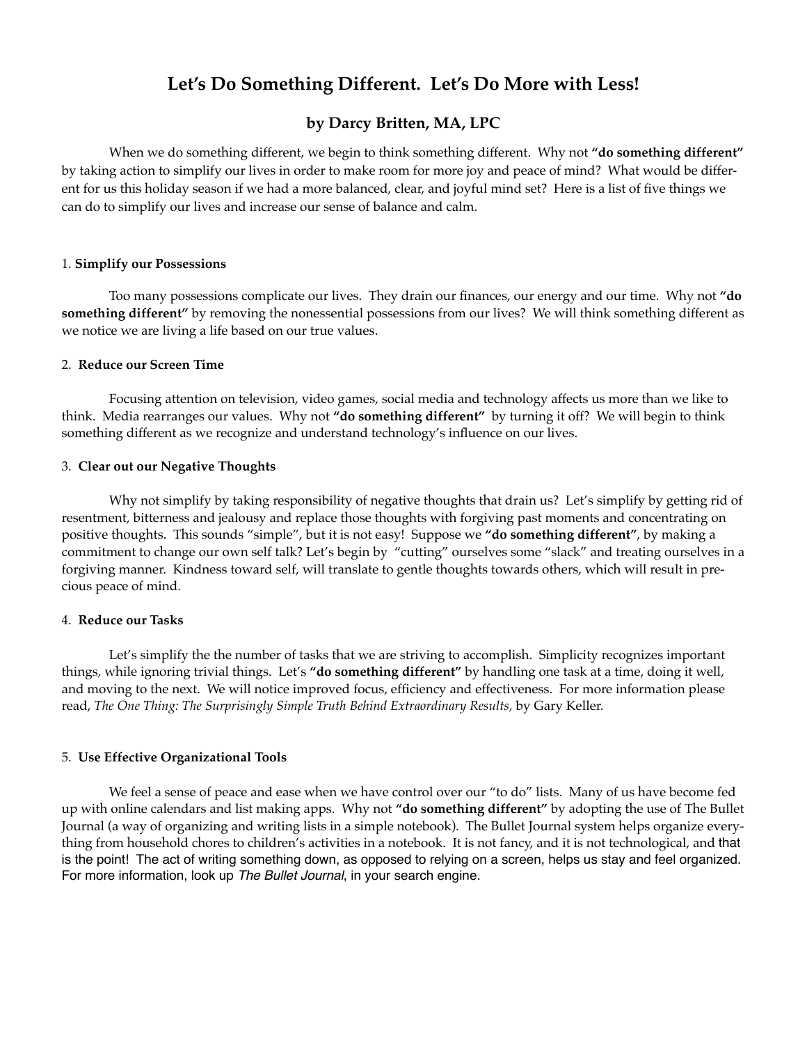## Let's Do Something Different. Let's Do More with Less!

### by Darcy Britten, MA, LPC

When we do something different, we begin to think something different. Why not **"do something different"** by taking action to simplify our lives in order to make room for more joy and peace of mind? What would be different for us this holiday season if we had a more balanced, clear, and joyful mind set? Here is a list of five things we can do to simplify our lives and increase our sense of balance and calm.

1. **Simplify our Possessions**

Too many possessions complicate our lives. They drain our finances, our energy and our time. Why not **"do something different"** by removing the nonessential possessions from our lives? We will think something different as we notice we are living a life based on our true values.

2. **Reduce our Screen Time**

Focusing attention on television, video games, social media and technology affects us more than we like to think. Media rearranges our values. Why not **"do something different"** by turning it off? We will begin to think something different as we recognize and understand technology's influence on our lives.

3. **Clear out our Negative Thoughts**

Why not simplify by taking responsibility of negative thoughts that drain us? Let's simplify by getting rid of resentment, bitterness and jealousy and replace those thoughts with forgiving past moments and concentrating on positive thoughts. This sounds "simple", but it is not easy! Suppose we **"do something different"**, by making a commitment to change our own self talk? Let's begin by "cutting" ourselves some "slack" and treating ourselves in a forgiving manner. Kindness toward self, will translate to gentle thoughts towards others, which will result in precious peace of mind.

4. **Reduce our Tasks**

Let's simplify the the number of tasks that we are striving to accomplish. Simplicity recognizes important things, while ignoring trivial things. Let's **"do something different"** by handling one task at a time, doing it well, and moving to the next. We will notice improved focus, efficiency and effectiveness. For more information please read, *The One Thing: The Surprisingly Simple Truth Behind Extraordinary Results,* by Gary Keller.

5. **Use Effective Organizational Tools**

We feel a sense of peace and ease when we have control over our "to do" lists. Many of us have become fed up with online calendars and list making apps. Why not **"do something different"** by adopting the use of The Bullet Journal (a way of organizing and writing lists in a simple notebook). The Bullet Journal system helps organize everything from household chores to children's activities in a notebook. It is not fancy, and it is not technological, and that is the point! The act of writing something down, as opposed to relying on a screen, helps us stay and feel organized. For more information, look up *The Bullet Journal*, in your search engine.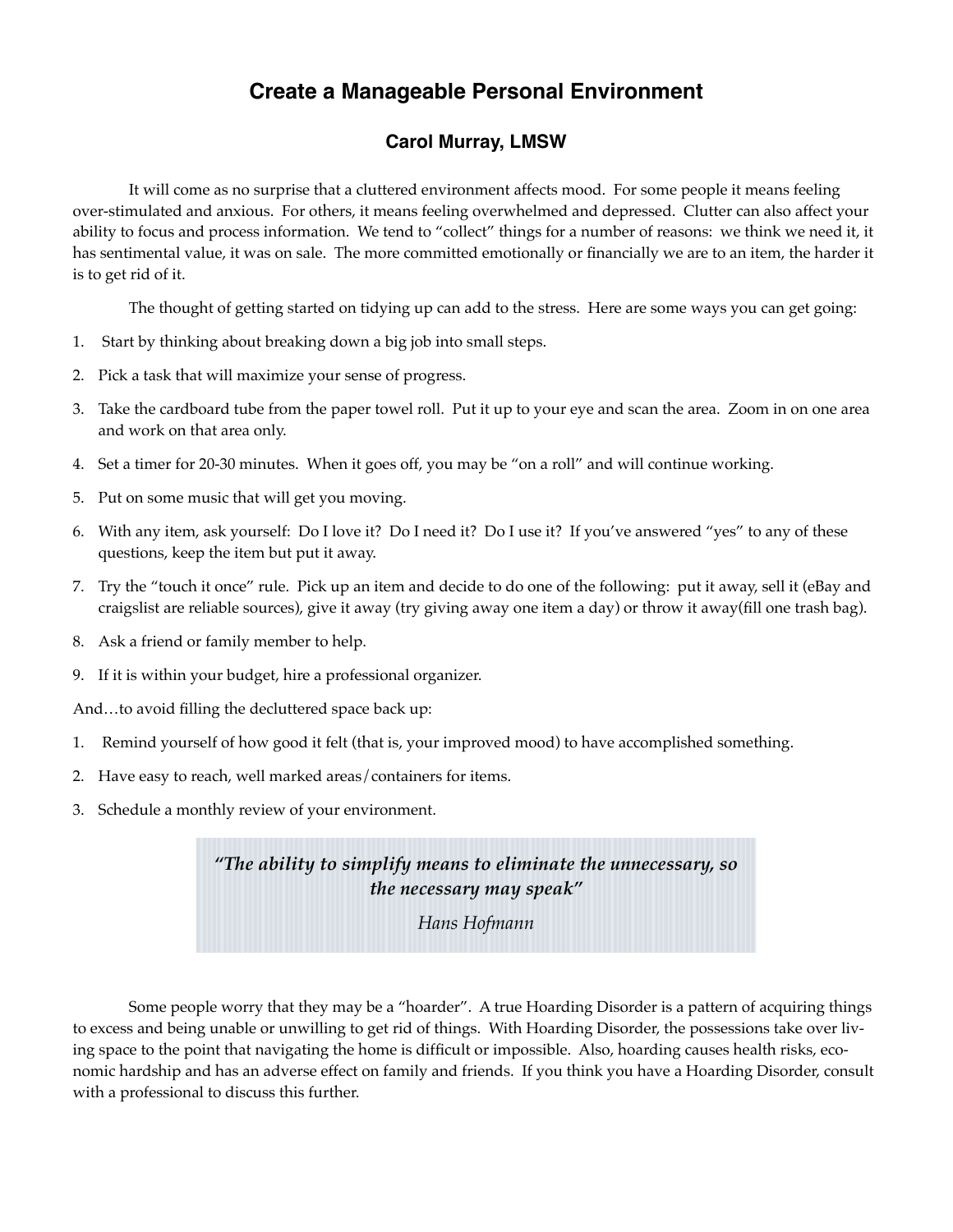# Create a Manageable Personal Environment

### Carol Murray, LMSW

It will come as no surprise that a cluttered environment affects mood. For some people it means feeling over-stimulated and anxious. For others, it means feeling overwhelmed and depressed. Clutter can also affect your ability to focus and process information. We tend to "collect" things for a number of reasons: we think we need it, it has sentimental value, it was on sale. The more committed emotionally or financially we are to an item, the harder it is to get rid of it.

The thought of getting started on tidying up can add to the stress. Here are some ways you can get going:

1. Start by thinking about breaking down a big job into small steps.
2. Pick a task that will maximize your sense of progress.
3. Take the cardboard tube from the paper towel roll. Put it up to your eye and scan the area. Zoom in on one area and work on that area only.
4. Set a timer for 20-30 minutes. When it goes off, you may be "on a roll" and will continue working.
5. Put on some music that will get you moving.
6. With any item, ask yourself: Do I love it? Do I need it? Do I use it? If you've answered "yes" to any of these questions, keep the item but put it away.
7. Try the "touch it once" rule. Pick up an item and decide to do one of the following: put it away, sell it (eBay and craigslist are reliable sources), give it away (try giving away one item a day) or throw it away(fill one trash bag).
8. Ask a friend or family member to help.
9. If it is within your budget, hire a professional organizer.

And…to avoid filling the decluttered space back up:

1. Remind yourself of how good it felt (that is, your improved mood) to have accomplished something.
2. Have easy to reach, well marked areas/containers for items.
3. Schedule a monthly review of your environment.

> ***"The ability to simplify means to eliminate the unnecessary, so the necessary may speak"***
>
> *Hans Hofmann*

Some people worry that they may be a "hoarder". A true Hoarding Disorder is a pattern of acquiring things to excess and being unable or unwilling to get rid of things. With Hoarding Disorder, the possessions take over living space to the point that navigating the home is difficult or impossible. Also, hoarding causes health risks, economic hardship and has an adverse effect on family and friends. If you think you have a Hoarding Disorder, consult with a professional to discuss this further.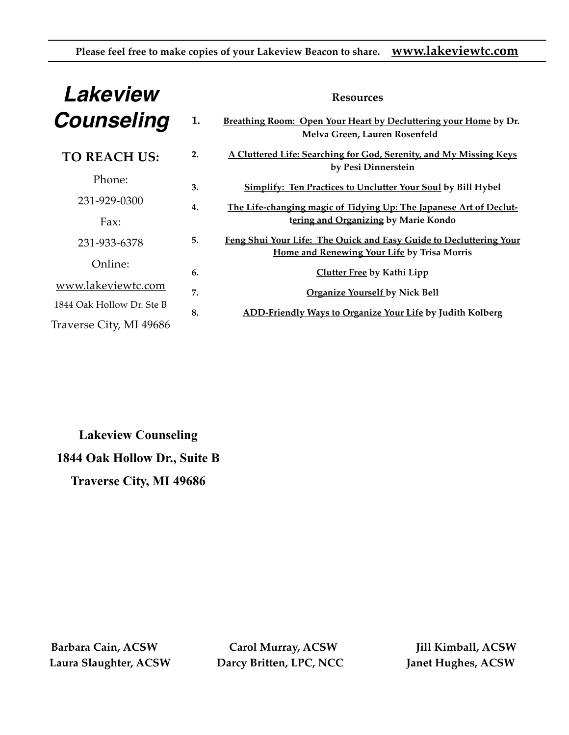Please feel free to make copies of your Lakeview Beacon to share. **www.lakeviewtc.com**

# Lakeview Counseling

**TO REACH US:**

Phone:

231-929-0300

Fax:

231-933-6378

Online:

www.lakeviewtc.com

1844 Oak Hollow Dr. Ste B

Traverse City, MI 49686

## Resources

1. **Breathing Room: Open Your Heart by Decluttering your Home by Dr. Melva Green, Lauren Rosenfeld**
2. **A Cluttered Life: Searching for God, Serenity, and My Missing Keys by Pesi Dinnerstein**
3. **Simplify: Ten Practices to Unclutter Your Soul by Bill Hybel**
4. **The Life-changing magic of Tidying Up: The Japanese Art of Decluttering and Organizing by Marie Kondo**
5. **Feng Shui Your Life: The Quick and Easy Guide to Decluttering Your Home and Renewing Your Life by Trisa Morris**
6. **Clutter Free by Kathi Lipp**
7. **Organize Yourself by Nick Bell**
8. **ADD-Friendly Ways to Organize Your Life by Judith Kolberg**

**Lakeview Counseling**

**1844 Oak Hollow Dr., Suite B**

**Traverse City, MI 49686**

**Barbara Cain, ACSW** **Carol Murray, ACSW** **Jill Kimball, ACSW**

**Laura Slaughter, ACSW** **Darcy Britten, LPC, NCC** **Janet Hughes, ACSW**